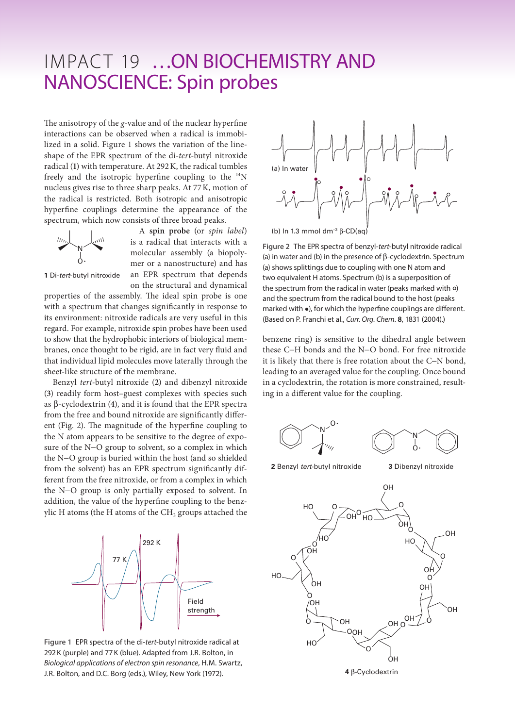# IMPACT 19 …ON BIOCHEMISTRY AND NANOSCIENCE: Spin probes

The anisotropy of the *g*-value and of the nuclear hyperfine interactions can be observed when a radical is immobilized in a solid. Figure 1 shows the variation of the lineshape of the EPR spectrum of the di-*tert*-butyl nitroxide radical (**1**) with temperature. At 292 K, the radical tumbles freely and the isotropic hyperfine coupling to the $^{14}N$ nucleus gives rise to three sharp peaks. At 77 K, motion of the radical is restricted. Both isotropic and anisotropic hyperfine couplings determine the appearance of the spectrum, which now consists of three broad peaks.

**1** Di-*tert*-butyl nitroxide

A **spin probe** (or *spin label*) is a radical that interacts with a molecular assembly (a biopolymer or a nanostructure) and has an EPR spectrum that depends on the structural and dynamical properties of the assembly. The ideal spin probe is one with a spectrum that changes significantly in response to its environment: nitroxide radicals are very useful in this regard. For example, nitroxide spin probes have been used to show that the hydrophobic interiors of biological membranes, once thought to be rigid, are in fact very fluid and that individual lipid molecules move laterally through the sheet-like structure of the membrane.

Benzyl *tert*-butyl nitroxide (**2**) and dibenzyl nitroxide (**3**) readily form host–guest complexes with species such as β-cyclodextrin (**4**), and it is found that the EPR spectra from the free and bound nitroxide are significantly different (Fig. 2). The magnitude of the hyperfine coupling to the N atom appears to be sensitive to the degree of exposure of the N–O group to solvent, so a complex in which the N–O group is buried within the host (and so shielded from the solvent) has an EPR spectrum significantly different from the free nitroxide, or from a complex in which the N–O group is only partially exposed to solvent. In addition, the value of the hyperfine coupling to the benzylic H atoms (the H atoms of the $CH_2$ groups attached the benzene ring) is sensitive to the dihedral angle between these C–H bonds and the N–O bond. For free nitroxide it is likely that there is free rotation about the C–N bond, leading to an averaged value for the coupling. Once bound in a cyclodextrin, the rotation is more constrained, resulting in a different value for the coupling.

**Figure 1** EPR spectra of the di-*tert*-butyl nitroxide radical at 292 K (purple) and 77 K (blue). Adapted from J.R. Bolton, in *Biological applications of electron spin resonance*, H.M. Swartz, J.R. Bolton, and D.C. Borg (eds.), Wiley, New York (1972).

**Figure 2** The EPR spectra of benzyl-*tert*-butyl nitroxide radical (a) in water and (b) in the presence of β-cyclodextrin. Spectrum (a) shows splittings due to coupling with one N atom and two equivalent H atoms. Spectrum (b) is a superposition of the spectrum from the radical in water (peaks marked with ○) and the spectrum from the radical bound to the host (peaks marked with ●), for which the hyperfine couplings are different. (Based on P. Franchi et al., *Curr. Org. Chem.* **8**, 1831 (2004).)

**2** Benzyl *tert*-butyl nitroxide

**3** Dibenzyl nitroxide

**4** β-Cyclodextrin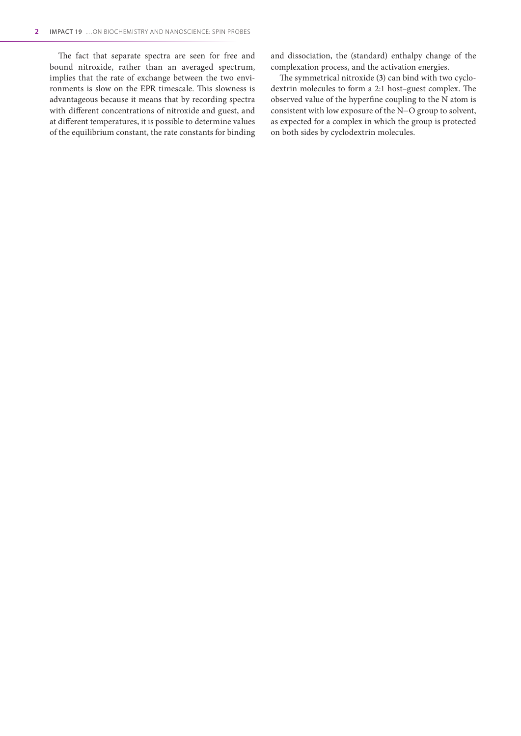The fact that separate spectra are seen for free and bound nitroxide, rather than an averaged spectrum, implies that the rate of exchange between the two environments is slow on the EPR timescale. This slowness is advantageous because it means that by recording spectra with different concentrations of nitroxide and guest, and at different temperatures, it is possible to determine values of the equilibrium constant, the rate constants for binding and dissociation, the (standard) enthalpy change of the complexation process, and the activation energies.

The symmetrical nitroxide (**3**) can bind with two cyclodextrin molecules to form a 2:1 host–guest complex. The observed value of the hyperfine coupling to the N atom is consistent with low exposure of the N–O group to solvent, as expected for a complex in which the group is protected on both sides by cyclodextrin molecules.